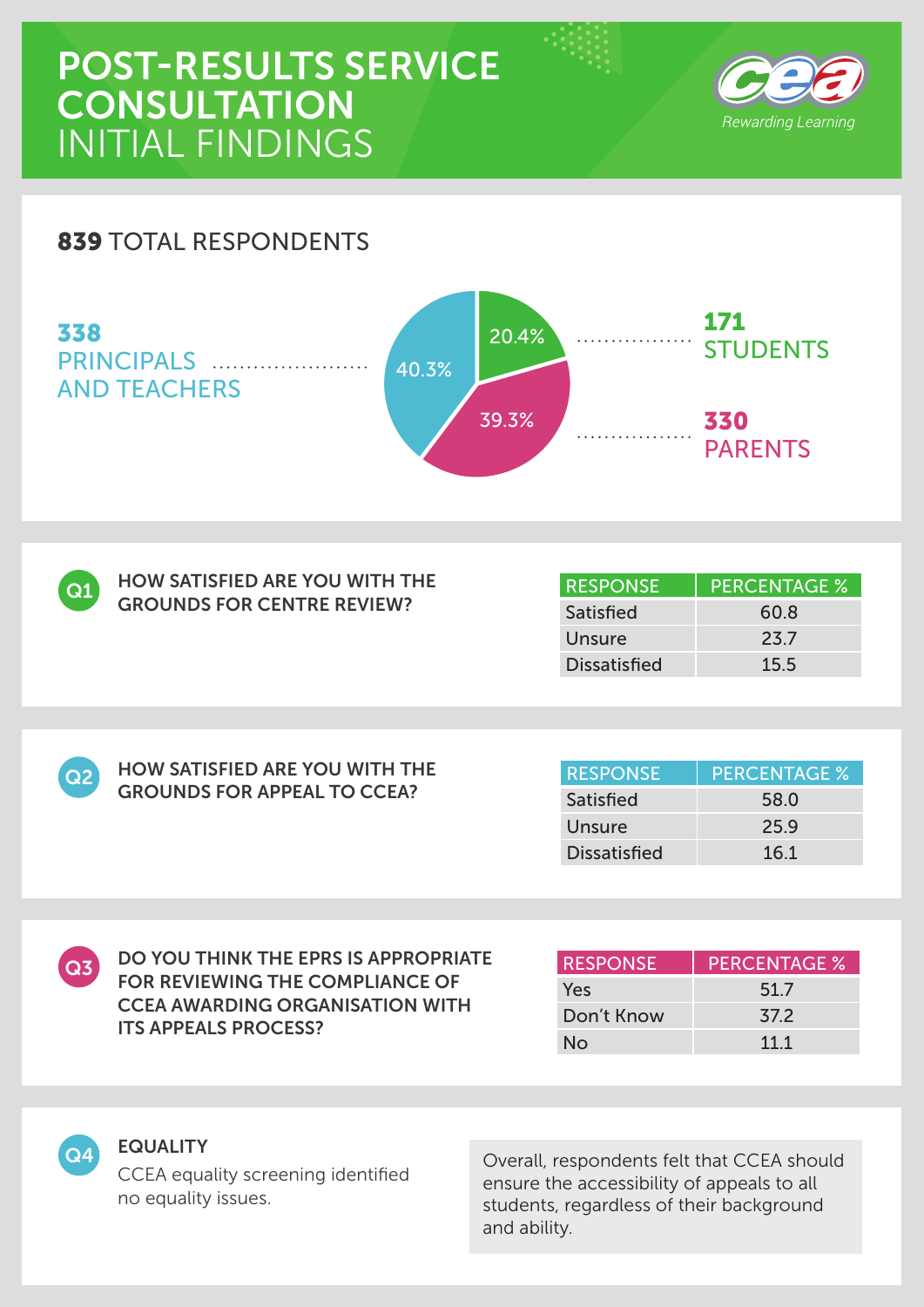# POST-RESULTS SERVICE CONSULTATION INITIAL FINDINGS

CCEA — Rewarding Learning

## 839 TOTAL RESPONDENTS

- **338** PRINCIPALS AND TEACHERS — 40.3%
- **171** STUDENTS — 20.4%
- **330** PARENTS — 39.3%

## Q1 HOW SATISFIED ARE YOU WITH THE GROUNDS FOR CENTRE REVIEW?

| RESPONSE | PERCENTAGE % |
|---|---|
| Satisfied | 60.8 |
| Unsure | 23.7 |
| Dissatisfied | 15.5 |

## Q2 HOW SATISFIED ARE YOU WITH THE GROUNDS FOR APPEAL TO CCEA?

| RESPONSE | PERCENTAGE % |
|---|---|
| Satisfied | 58.0 |
| Unsure | 25.9 |
| Dissatisfied | 16.1 |

## Q3 DO YOU THINK THE EPRS IS APPROPRIATE FOR REVIEWING THE COMPLIANCE OF CCEA AWARDING ORGANISATION WITH ITS APPEALS PROCESS?

| RESPONSE | PERCENTAGE % |
|---|---|
| Yes | 51.7 |
| Don't Know | 37.2 |
| No | 11.1 |

## Q4 EQUALITY

CCEA equality screening identified no equality issues.

Overall, respondents felt that CCEA should ensure the accessibility of appeals to all students, regardless of their background and ability.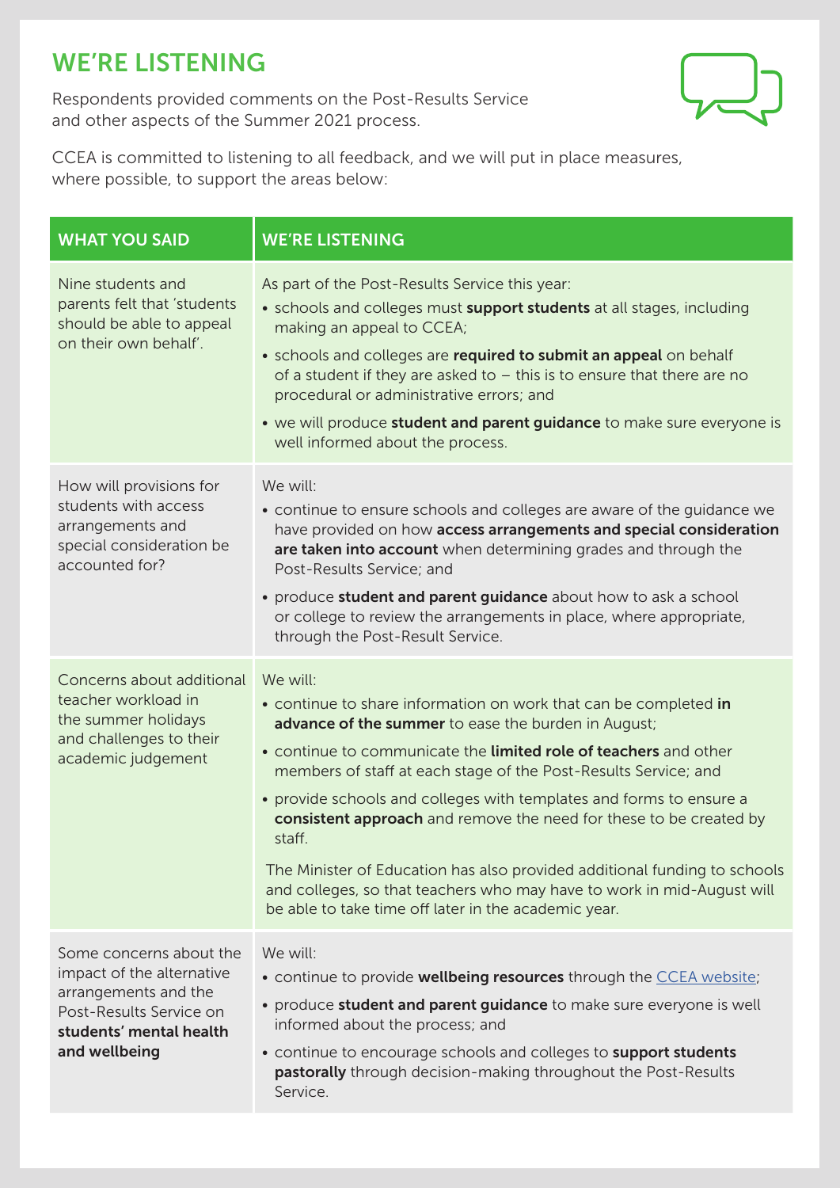# WE'RE LISTENING

Respondents provided comments on the Post-Results Service and other aspects of the Summer 2021 process.

CCEA is committed to listening to all feedback, and we will put in place measures, where possible, to support the areas below:

| WHAT YOU SAID | WE'RE LISTENING |
|---|---|
| Nine students and parents felt that 'students should be able to appeal on their own behalf'. | As part of the Post-Results Service this year:<br>• schools and colleges must **support students** at all stages, including making an appeal to CCEA;<br>• schools and colleges are **required to submit an appeal** on behalf of a student if they are asked to – this is to ensure that there are no procedural or administrative errors; and<br>• we will produce **student and parent guidance** to make sure everyone is well informed about the process. |
| How will provisions for students with access arrangements and special consideration be accounted for? | We will:<br>• continue to ensure schools and colleges are aware of the guidance we have provided on how **access arrangements and special consideration are taken into account** when determining grades and through the Post-Results Service; and<br>• produce **student and parent guidance** about how to ask a school or college to review the arrangements in place, where appropriate, through the Post-Result Service. |
| Concerns about additional teacher workload in the summer holidays and challenges to their academic judgement | We will:<br>• continue to share information on work that can be completed **in advance of the summer** to ease the burden in August;<br>• continue to communicate the **limited role of teachers** and other members of staff at each stage of the Post-Results Service; and<br>• provide schools and colleges with templates and forms to ensure a **consistent approach** and remove the need for these to be created by staff.<br><br>The Minister of Education has also provided additional funding to schools and colleges, so that teachers who may have to work in mid-August will be able to take time off later in the academic year. |
| Some concerns about the impact of the alternative arrangements and the Post-Results Service on **students' mental health and wellbeing** | We will:<br>• continue to provide **wellbeing resources** through the CCEA website;<br>• produce **student and parent guidance** to make sure everyone is well informed about the process; and<br>• continue to encourage schools and colleges to **support students pastorally** through decision-making throughout the Post-Results Service. |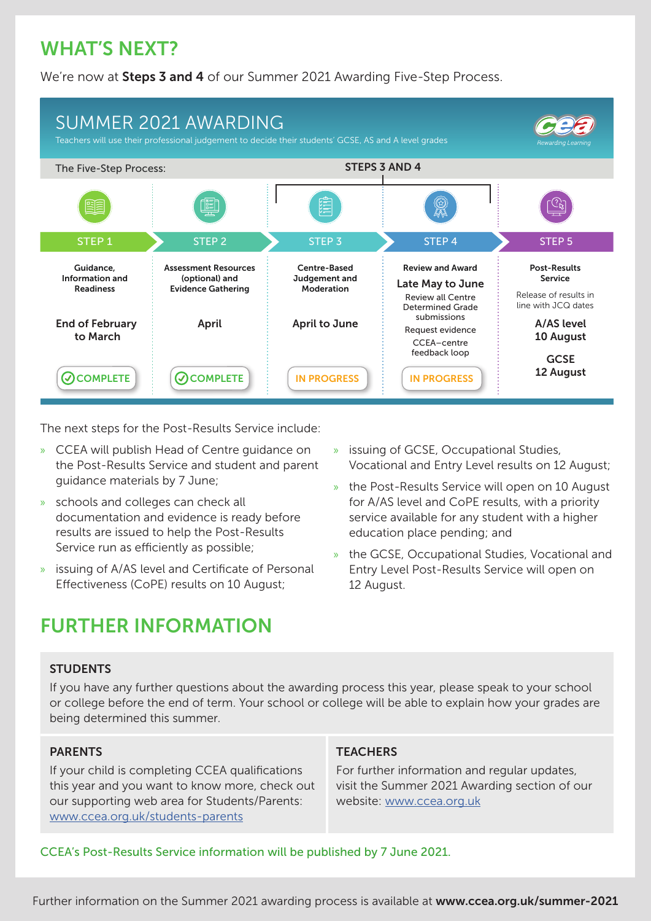## WHAT'S NEXT?

We're now at **Steps 3 and 4** of our Summer 2021 Awarding Five-Step Process.

### SUMMER 2021 AWARDING

Teachers will use their professional judgement to decide their students' GCSE, AS and A level grades

The Five-Step Process:

STEPS 3 AND 4

| STEP 1 | STEP 2 | STEP 3 | STEP 4 | STEP 5 |
|---|---|---|---|---|
| **Guidance, Information and Readiness** | **Assessment Resources (optional) and Evidence Gathering** | **Centre-Based Judgement and Moderation** | **Review and Award** | **Post-Results Service** |
| **End of February to March** | **April** | **April to June** | **Late May to June**<br>Review all Centre Determined Grade submissions<br>Request evidence<br>CCEA–centre feedback loop | Release of results in line with JCQ dates<br>**A/AS level 10 August**<br>**GCSE 12 August** |
| COMPLETE | COMPLETE | IN PROGRESS | IN PROGRESS | |

The next steps for the Post-Results Service include:

- CCEA will publish Head of Centre guidance on the Post-Results Service and student and parent guidance materials by 7 June;
- schools and colleges can check all documentation and evidence is ready before results are issued to help the Post-Results Service run as efficiently as possible;
- issuing of A/AS level and Certificate of Personal Effectiveness (CoPE) results on 10 August;
- issuing of GCSE, Occupational Studies, Vocational and Entry Level results on 12 August;
- the Post-Results Service will open on 10 August for A/AS level and CoPE results, with a priority service available for any student with a higher education place pending; and
- the GCSE, Occupational Studies, Vocational and Entry Level Post-Results Service will open on 12 August.

## FURTHER INFORMATION

### STUDENTS

If you have any further questions about the awarding process this year, please speak to your school or college before the end of term. Your school or college will be able to explain how your grades are being determined this summer.

### PARENTS

If your child is completing CCEA qualifications this year and you want to know more, check out our supporting web area for Students/Parents: www.ccea.org.uk/students-parents

### TEACHERS

For further information and regular updates, visit the Summer 2021 Awarding section of our website: www.ccea.org.uk

CCEA's Post-Results Service information will be published by 7 June 2021.

Further information on the Summer 2021 awarding process is available at **www.ccea.org.uk/summer-2021**